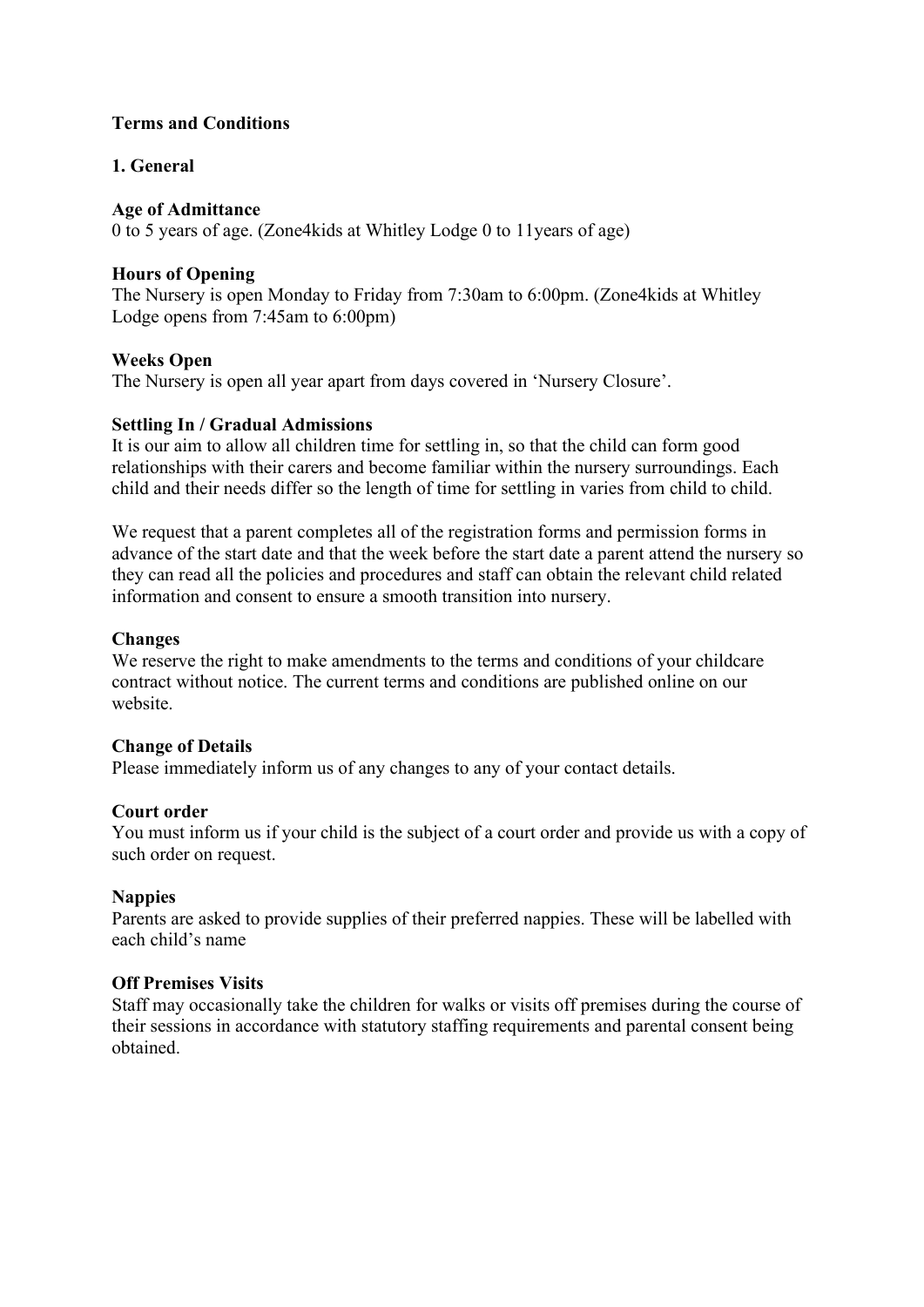# Terms and Conditions

## 1. General

**Age of Admittance**
0 to 5 years of age. (Zone4kids at Whitley Lodge 0 to 11years of age)

**Hours of Opening**
The Nursery is open Monday to Friday from 7:30am to 6:00pm. (Zone4kids at Whitley Lodge opens from 7:45am to 6:00pm)

**Weeks Open**
The Nursery is open all year apart from days covered in 'Nursery Closure'.

**Settling In / Gradual Admissions**
It is our aim to allow all children time for settling in, so that the child can form good relationships with their carers and become familiar within the nursery surroundings. Each child and their needs differ so the length of time for settling in varies from child to child.

We request that a parent completes all of the registration forms and permission forms in advance of the start date and that the week before the start date a parent attend the nursery so they can read all the policies and procedures and staff can obtain the relevant child related information and consent to ensure a smooth transition into nursery.

**Changes**
We reserve the right to make amendments to the terms and conditions of your childcare contract without notice. The current terms and conditions are published online on our website.

**Change of Details**
Please immediately inform us of any changes to any of your contact details.

**Court order**
You must inform us if your child is the subject of a court order and provide us with a copy of such order on request.

**Nappies**
Parents are asked to provide supplies of their preferred nappies. These will be labelled with each child's name

**Off Premises Visits**
Staff may occasionally take the children for walks or visits off premises during the course of their sessions in accordance with statutory staffing requirements and parental consent being obtained.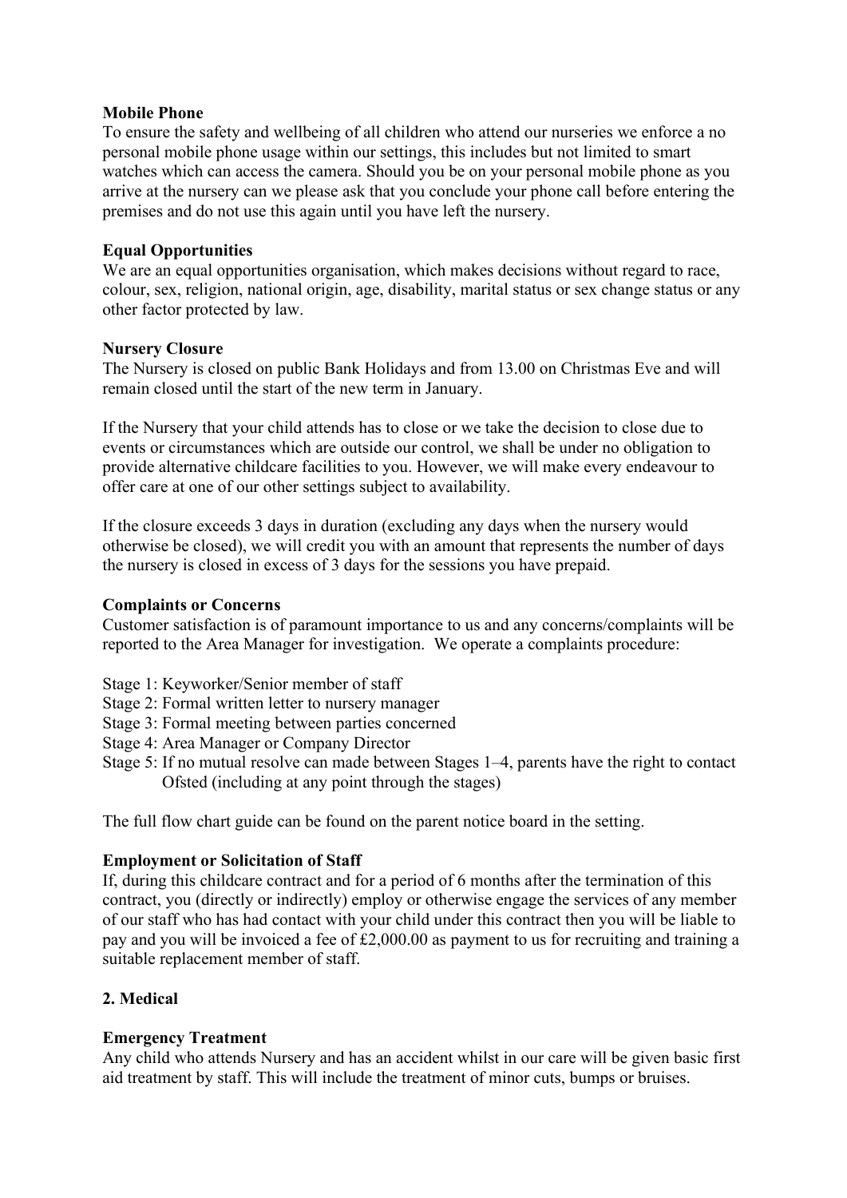**Mobile Phone**
To ensure the safety and wellbeing of all children who attend our nurseries we enforce a no personal mobile phone usage within our settings, this includes but not limited to smart watches which can access the camera. Should you be on your personal mobile phone as you arrive at the nursery can we please ask that you conclude your phone call before entering the premises and do not use this again until you have left the nursery.

**Equal Opportunities**
We are an equal opportunities organisation, which makes decisions without regard to race, colour, sex, religion, national origin, age, disability, marital status or sex change status or any other factor protected by law.

**Nursery Closure**
The Nursery is closed on public Bank Holidays and from 13.00 on Christmas Eve and will remain closed until the start of the new term in January.

If the Nursery that your child attends has to close or we take the decision to close due to events or circumstances which are outside our control, we shall be under no obligation to provide alternative childcare facilities to you. However, we will make every endeavour to offer care at one of our other settings subject to availability.

If the closure exceeds 3 days in duration (excluding any days when the nursery would otherwise be closed), we will credit you with an amount that represents the number of days the nursery is closed in excess of 3 days for the sessions you have prepaid.

**Complaints or Concerns**
Customer satisfaction is of paramount importance to us and any concerns/complaints will be reported to the Area Manager for investigation. We operate a complaints procedure:

Stage 1: Keyworker/Senior member of staff
Stage 2: Formal written letter to nursery manager
Stage 3: Formal meeting between parties concerned
Stage 4: Area Manager or Company Director
Stage 5: If no mutual resolve can made between Stages 1–4, parents have the right to contact Ofsted (including at any point through the stages)

The full flow chart guide can be found on the parent notice board in the setting.

**Employment or Solicitation of Staff**
If, during this childcare contract and for a period of 6 months after the termination of this contract, you (directly or indirectly) employ or otherwise engage the services of any member of our staff who has had contact with your child under this contract then you will be liable to pay and you will be invoiced a fee of £2,000.00 as payment to us for recruiting and training a suitable replacement member of staff.

## 2. Medical

**Emergency Treatment**
Any child who attends Nursery and has an accident whilst in our care will be given basic first aid treatment by staff. This will include the treatment of minor cuts, bumps or bruises.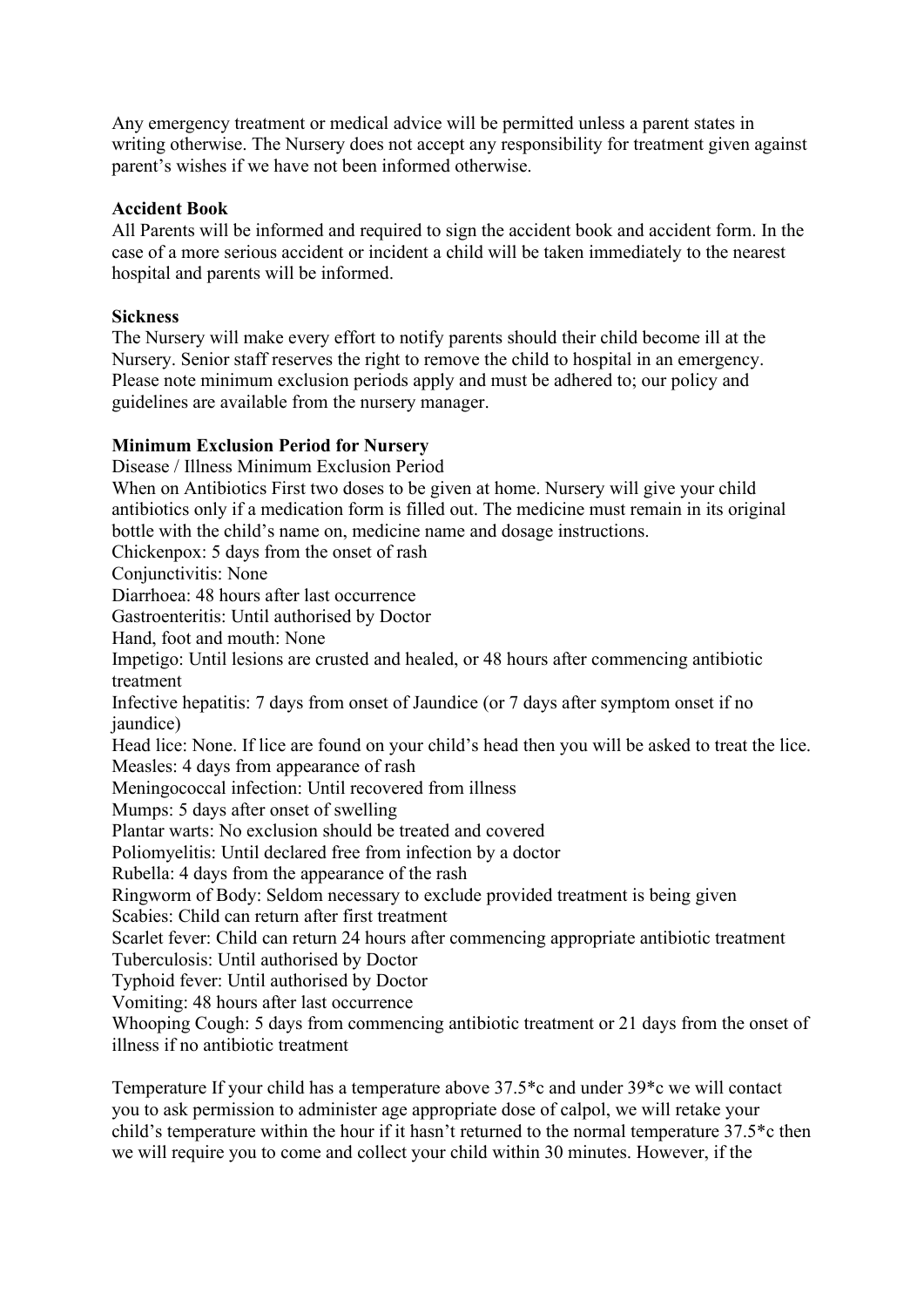Any emergency treatment or medical advice will be permitted unless a parent states in writing otherwise. The Nursery does not accept any responsibility for treatment given against parent's wishes if we have not been informed otherwise.

**Accident Book**

All Parents will be informed and required to sign the accident book and accident form. In the case of a more serious accident or incident a child will be taken immediately to the nearest hospital and parents will be informed.

**Sickness**

The Nursery will make every effort to notify parents should their child become ill at the Nursery. Senior staff reserves the right to remove the child to hospital in an emergency. Please note minimum exclusion periods apply and must be adhered to; our policy and guidelines are available from the nursery manager.

**Minimum Exclusion Period for Nursery**

Disease / Illness Minimum Exclusion Period

When on Antibiotics First two doses to be given at home. Nursery will give your child antibiotics only if a medication form is filled out. The medicine must remain in its original bottle with the child's name on, medicine name and dosage instructions.

Chickenpox: 5 days from the onset of rash

Conjunctivitis: None

Diarrhoea: 48 hours after last occurrence

Gastroenteritis: Until authorised by Doctor

Hand, foot and mouth: None

Impetigo: Until lesions are crusted and healed, or 48 hours after commencing antibiotic treatment

Infective hepatitis: 7 days from onset of Jaundice (or 7 days after symptom onset if no jaundice)

Head lice: None. If lice are found on your child's head then you will be asked to treat the lice.

Measles: 4 days from appearance of rash

Meningococcal infection: Until recovered from illness

Mumps: 5 days after onset of swelling

Plantar warts: No exclusion should be treated and covered

Poliomyelitis: Until declared free from infection by a doctor

Rubella: 4 days from the appearance of the rash

Ringworm of Body: Seldom necessary to exclude provided treatment is being given

Scabies: Child can return after first treatment

Scarlet fever: Child can return 24 hours after commencing appropriate antibiotic treatment

Tuberculosis: Until authorised by Doctor

Typhoid fever: Until authorised by Doctor

Vomiting: 48 hours after last occurrence

Whooping Cough: 5 days from commencing antibiotic treatment or 21 days from the onset of illness if no antibiotic treatment

Temperature If your child has a temperature above 37.5*c and under 39*c we will contact you to ask permission to administer age appropriate dose of calpol, we will retake your child's temperature within the hour if it hasn't returned to the normal temperature 37.5*c then we will require you to come and collect your child within 30 minutes. However, if the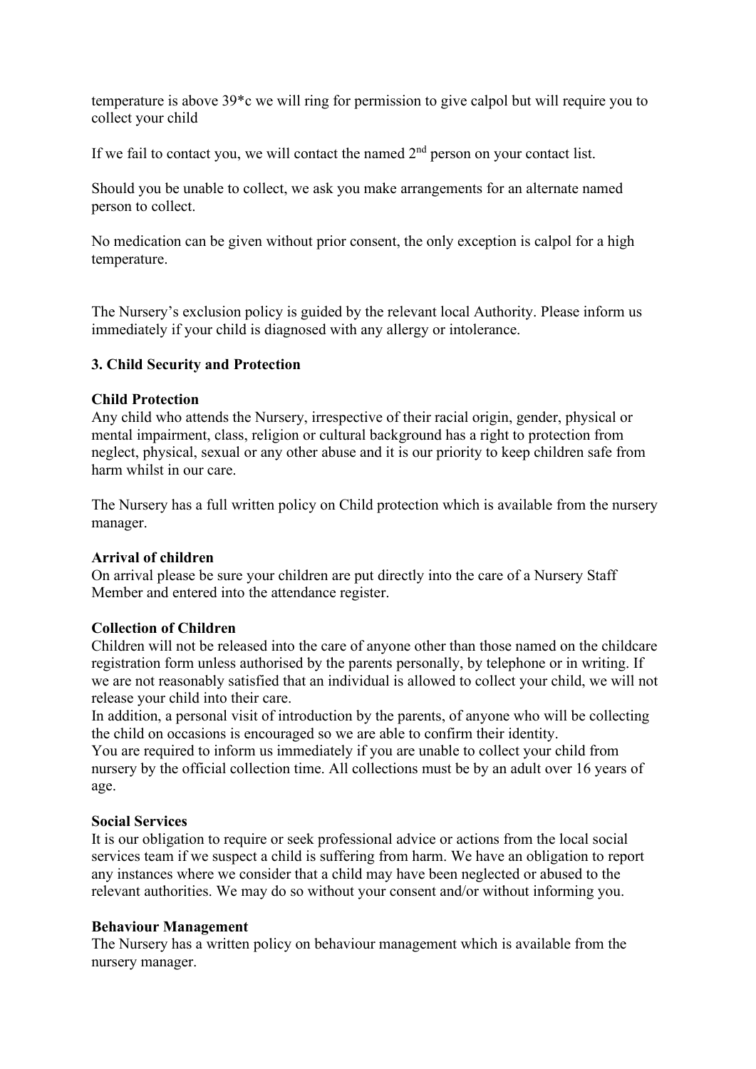temperature is above 39*c we will ring for permission to give calpol but will require you to collect your child

If we fail to contact you, we will contact the named 2nd person on your contact list.

Should you be unable to collect, we ask you make arrangements for an alternate named person to collect.

No medication can be given without prior consent, the only exception is calpol for a high temperature.

The Nursery's exclusion policy is guided by the relevant local Authority. Please inform us immediately if your child is diagnosed with any allergy or intolerance.

### 3. Child Security and Protection

**Child Protection**

Any child who attends the Nursery, irrespective of their racial origin, gender, physical or mental impairment, class, religion or cultural background has a right to protection from neglect, physical, sexual or any other abuse and it is our priority to keep children safe from harm whilst in our care.

The Nursery has a full written policy on Child protection which is available from the nursery manager.

**Arrival of children**

On arrival please be sure your children are put directly into the care of a Nursery Staff Member and entered into the attendance register.

**Collection of Children**

Children will not be released into the care of anyone other than those named on the childcare registration form unless authorised by the parents personally, by telephone or in writing. If we are not reasonably satisfied that an individual is allowed to collect your child, we will not release your child into their care.

In addition, a personal visit of introduction by the parents, of anyone who will be collecting the child on occasions is encouraged so we are able to confirm their identity.

You are required to inform us immediately if you are unable to collect your child from nursery by the official collection time. All collections must be by an adult over 16 years of age.

**Social Services**

It is our obligation to require or seek professional advice or actions from the local social services team if we suspect a child is suffering from harm. We have an obligation to report any instances where we consider that a child may have been neglected or abused to the relevant authorities. We may do so without your consent and/or without informing you.

**Behaviour Management**

The Nursery has a written policy on behaviour management which is available from the nursery manager.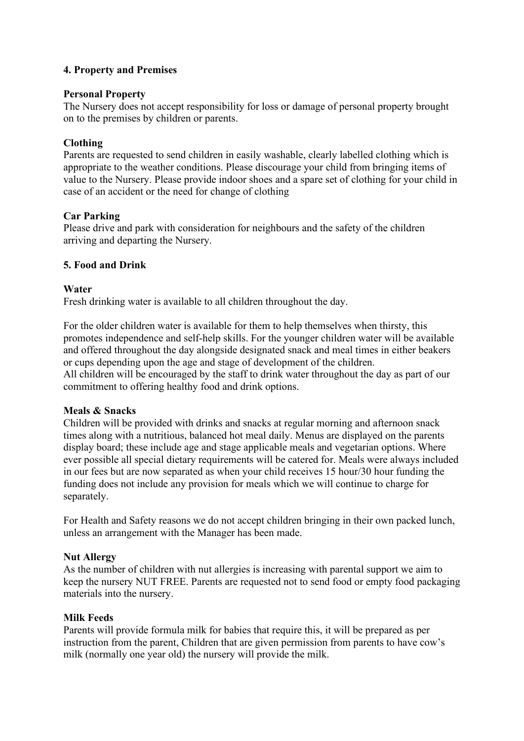## 4. Property and Premises

### Personal Property

The Nursery does not accept responsibility for loss or damage of personal property brought on to the premises by children or parents.

### Clothing

Parents are requested to send children in easily washable, clearly labelled clothing which is appropriate to the weather conditions. Please discourage your child from bringing items of value to the Nursery. Please provide indoor shoes and a spare set of clothing for your child in case of an accident or the need for change of clothing

### Car Parking

Please drive and park with consideration for neighbours and the safety of the children arriving and departing the Nursery.

## 5. Food and Drink

### Water

Fresh drinking water is available to all children throughout the day.

For the older children water is available for them to help themselves when thirsty, this promotes independence and self-help skills. For the younger children water will be available and offered throughout the day alongside designated snack and meal times in either beakers or cups depending upon the age and stage of development of the children.
All children will be encouraged by the staff to drink water throughout the day as part of our commitment to offering healthy food and drink options.

### Meals & Snacks

Children will be provided with drinks and snacks at regular morning and afternoon snack times along with a nutritious, balanced hot meal daily. Menus are displayed on the parents display board; these include age and stage applicable meals and vegetarian options. Where ever possible all special dietary requirements will be catered for. Meals were always included in our fees but are now separated as when your child receives 15 hour/30 hour funding the funding does not include any provision for meals which we will continue to charge for separately.

For Health and Safety reasons we do not accept children bringing in their own packed lunch, unless an arrangement with the Manager has been made.

### Nut Allergy

As the number of children with nut allergies is increasing with parental support we aim to keep the nursery NUT FREE. Parents are requested not to send food or empty food packaging materials into the nursery.

### Milk Feeds

Parents will provide formula milk for babies that require this, it will be prepared as per instruction from the parent, Children that are given permission from parents to have cow's milk (normally one year old) the nursery will provide the milk.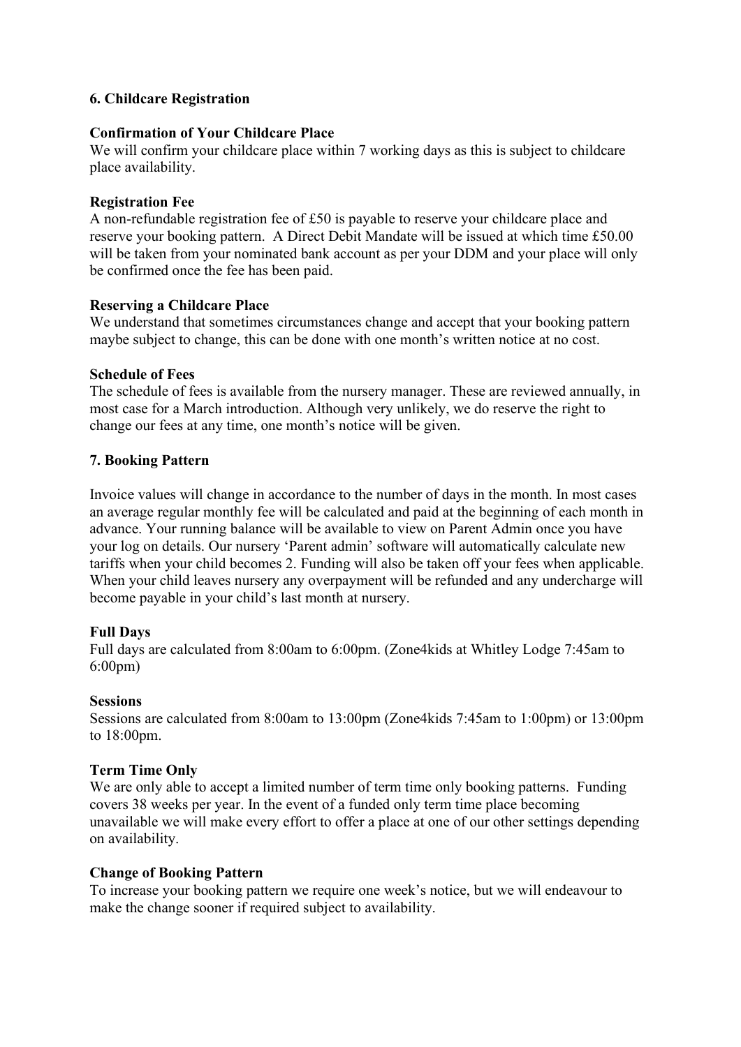## 6. Childcare Registration

### Confirmation of Your Childcare Place

We will confirm your childcare place within 7 working days as this is subject to childcare place availability.

### Registration Fee

A non-refundable registration fee of £50 is payable to reserve your childcare place and reserve your booking pattern. A Direct Debit Mandate will be issued at which time £50.00 will be taken from your nominated bank account as per your DDM and your place will only be confirmed once the fee has been paid.

### Reserving a Childcare Place

We understand that sometimes circumstances change and accept that your booking pattern maybe subject to change, this can be done with one month's written notice at no cost.

### Schedule of Fees

The schedule of fees is available from the nursery manager. These are reviewed annually, in most case for a March introduction. Although very unlikely, we do reserve the right to change our fees at any time, one month's notice will be given.

## 7. Booking Pattern

Invoice values will change in accordance to the number of days in the month. In most cases an average regular monthly fee will be calculated and paid at the beginning of each month in advance. Your running balance will be available to view on Parent Admin once you have your log on details. Our nursery 'Parent admin' software will automatically calculate new tariffs when your child becomes 2. Funding will also be taken off your fees when applicable. When your child leaves nursery any overpayment will be refunded and any undercharge will become payable in your child's last month at nursery.

### Full Days

Full days are calculated from 8:00am to 6:00pm. (Zone4kids at Whitley Lodge 7:45am to 6:00pm)

### Sessions

Sessions are calculated from 8:00am to 13:00pm (Zone4kids 7:45am to 1:00pm) or 13:00pm to 18:00pm.

### Term Time Only

We are only able to accept a limited number of term time only booking patterns. Funding covers 38 weeks per year. In the event of a funded only term time place becoming unavailable we will make every effort to offer a place at one of our other settings depending on availability.

### Change of Booking Pattern

To increase your booking pattern we require one week's notice, but we will endeavour to make the change sooner if required subject to availability.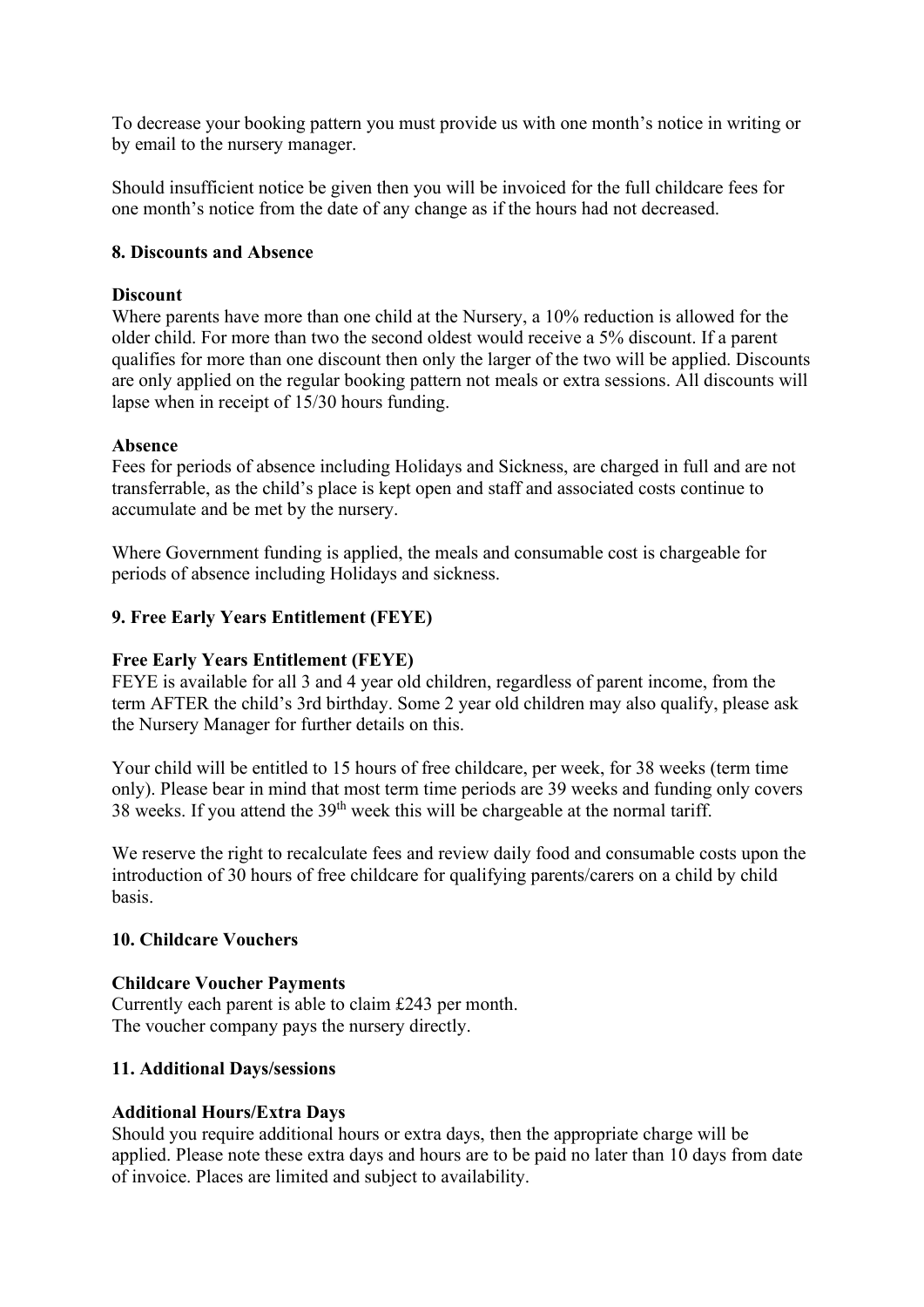To decrease your booking pattern you must provide us with one month's notice in writing or by email to the nursery manager.

Should insufficient notice be given then you will be invoiced for the full childcare fees for one month's notice from the date of any change as if the hours had not decreased.

## 8. Discounts and Absence

### Discount

Where parents have more than one child at the Nursery, a 10% reduction is allowed for the older child. For more than two the second oldest would receive a 5% discount. If a parent qualifies for more than one discount then only the larger of the two will be applied. Discounts are only applied on the regular booking pattern not meals or extra sessions. All discounts will lapse when in receipt of 15/30 hours funding.

### Absence

Fees for periods of absence including Holidays and Sickness, are charged in full and are not transferrable, as the child's place is kept open and staff and associated costs continue to accumulate and be met by the nursery.

Where Government funding is applied, the meals and consumable cost is chargeable for periods of absence including Holidays and sickness.

## 9. Free Early Years Entitlement (FEYE)

### Free Early Years Entitlement (FEYE)

FEYE is available for all 3 and 4 year old children, regardless of parent income, from the term AFTER the child's 3rd birthday. Some 2 year old children may also qualify, please ask the Nursery Manager for further details on this.

Your child will be entitled to 15 hours of free childcare, per week, for 38 weeks (term time only). Please bear in mind that most term time periods are 39 weeks and funding only covers 38 weeks. If you attend the 39th week this will be chargeable at the normal tariff.

We reserve the right to recalculate fees and review daily food and consumable costs upon the introduction of 30 hours of free childcare for qualifying parents/carers on a child by child basis.

## 10. Childcare Vouchers

### Childcare Voucher Payments

Currently each parent is able to claim £243 per month.
The voucher company pays the nursery directly.

## 11. Additional Days/sessions

### Additional Hours/Extra Days

Should you require additional hours or extra days, then the appropriate charge will be applied. Please note these extra days and hours are to be paid no later than 10 days from date of invoice. Places are limited and subject to availability.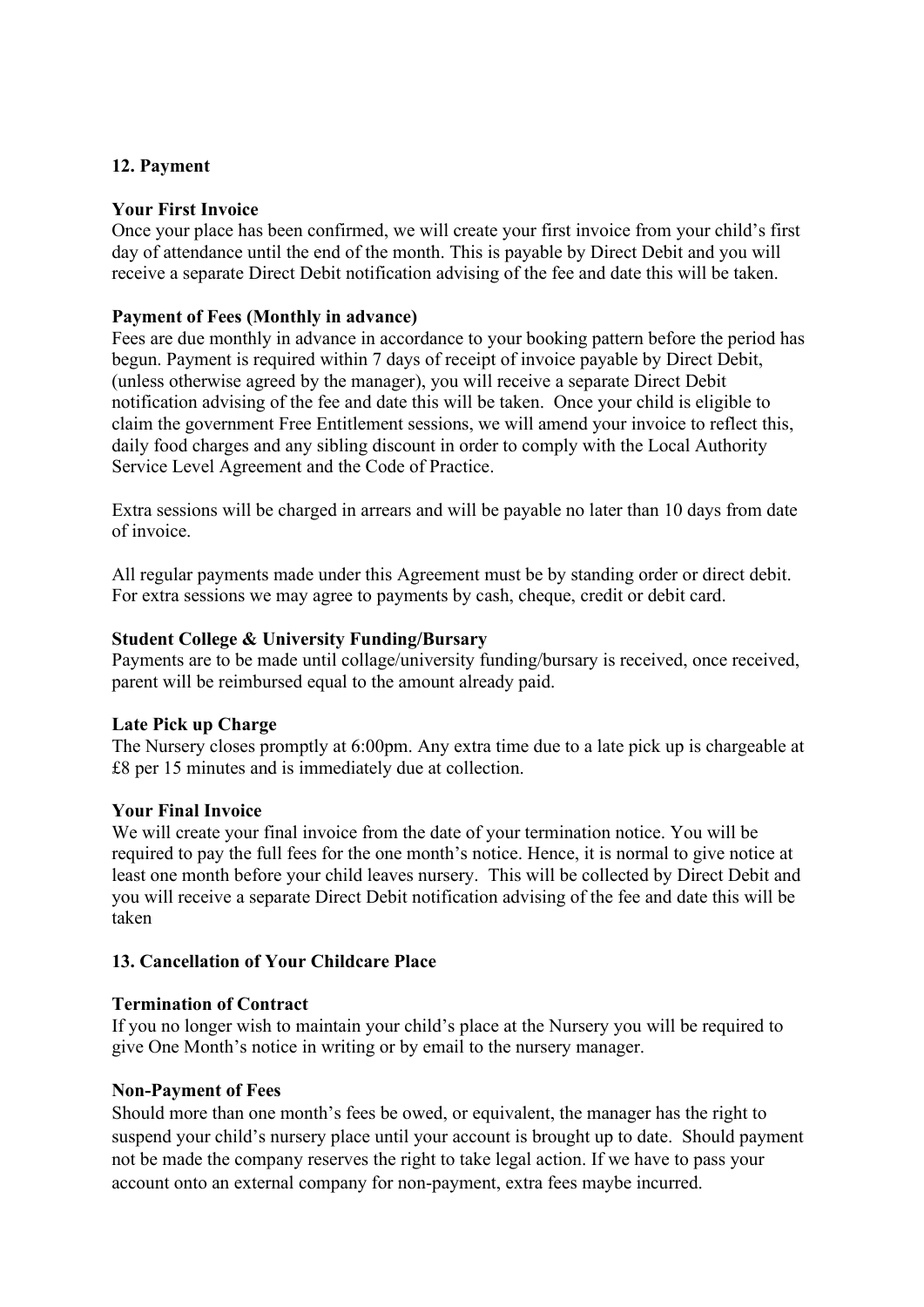## 12. Payment

**Your First Invoice**

Once your place has been confirmed, we will create your first invoice from your child's first day of attendance until the end of the month. This is payable by Direct Debit and you will receive a separate Direct Debit notification advising of the fee and date this will be taken.

**Payment of Fees (Monthly in advance)**

Fees are due monthly in advance in accordance to your booking pattern before the period has begun. Payment is required within 7 days of receipt of invoice payable by Direct Debit, (unless otherwise agreed by the manager), you will receive a separate Direct Debit notification advising of the fee and date this will be taken. Once your child is eligible to claim the government Free Entitlement sessions, we will amend your invoice to reflect this, daily food charges and any sibling discount in order to comply with the Local Authority Service Level Agreement and the Code of Practice.

Extra sessions will be charged in arrears and will be payable no later than 10 days from date of invoice.

All regular payments made under this Agreement must be by standing order or direct debit. For extra sessions we may agree to payments by cash, cheque, credit or debit card.

**Student College & University Funding/Bursary**

Payments are to be made until collage/university funding/bursary is received, once received, parent will be reimbursed equal to the amount already paid.

**Late Pick up Charge**

The Nursery closes promptly at 6:00pm. Any extra time due to a late pick up is chargeable at £8 per 15 minutes and is immediately due at collection.

**Your Final Invoice**

We will create your final invoice from the date of your termination notice. You will be required to pay the full fees for the one month's notice. Hence, it is normal to give notice at least one month before your child leaves nursery. This will be collected by Direct Debit and you will receive a separate Direct Debit notification advising of the fee and date this will be taken

## 13. Cancellation of Your Childcare Place

**Termination of Contract**

If you no longer wish to maintain your child's place at the Nursery you will be required to give One Month's notice in writing or by email to the nursery manager.

**Non-Payment of Fees**

Should more than one month's fees be owed, or equivalent, the manager has the right to suspend your child's nursery place until your account is brought up to date. Should payment not be made the company reserves the right to take legal action. If we have to pass your account onto an external company for non-payment, extra fees maybe incurred.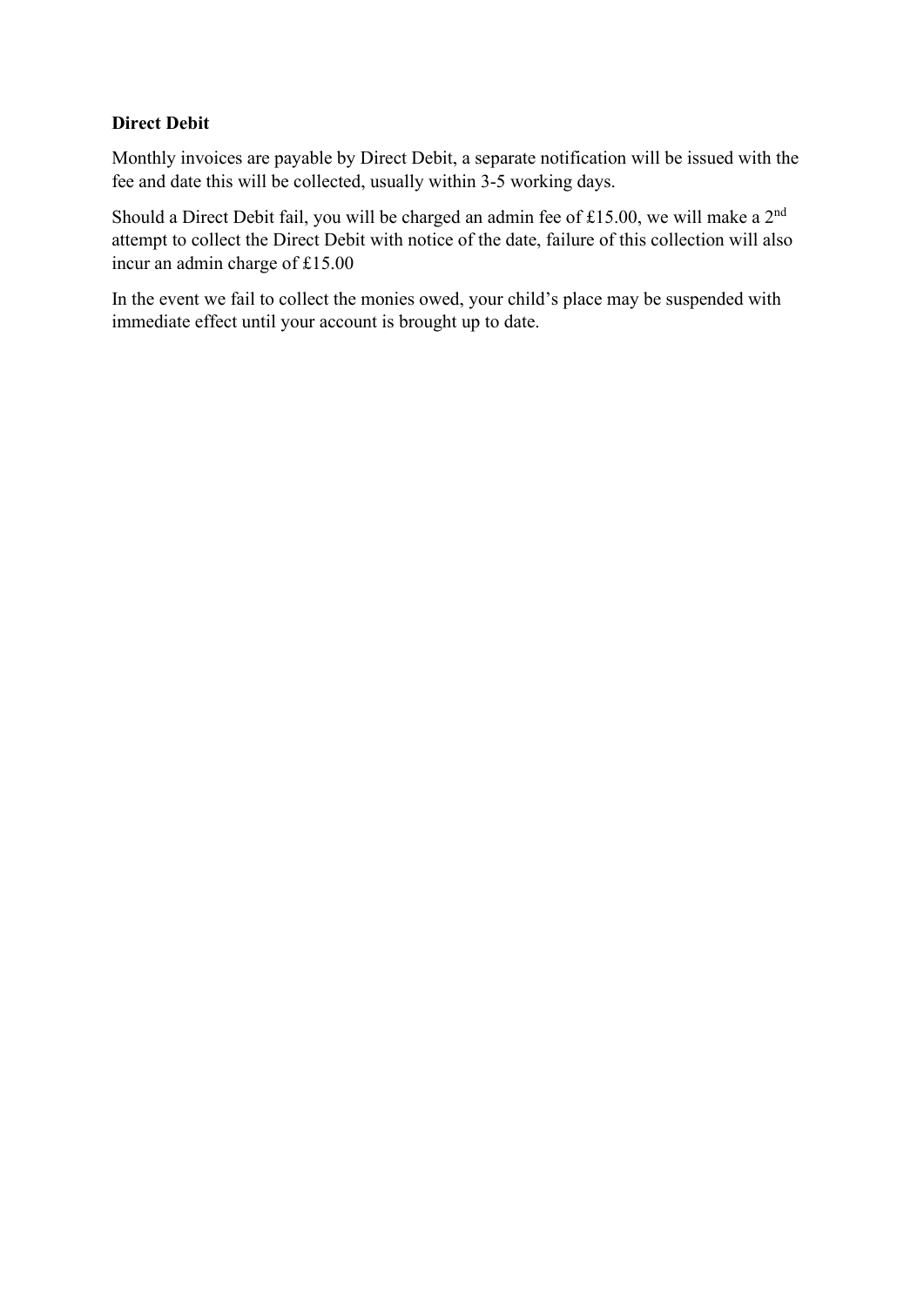**Direct Debit**

Monthly invoices are payable by Direct Debit, a separate notification will be issued with the fee and date this will be collected, usually within 3-5 working days.

Should a Direct Debit fail, you will be charged an admin fee of £15.00, we will make a 2nd attempt to collect the Direct Debit with notice of the date, failure of this collection will also incur an admin charge of £15.00

In the event we fail to collect the monies owed, your child's place may be suspended with immediate effect until your account is brought up to date.